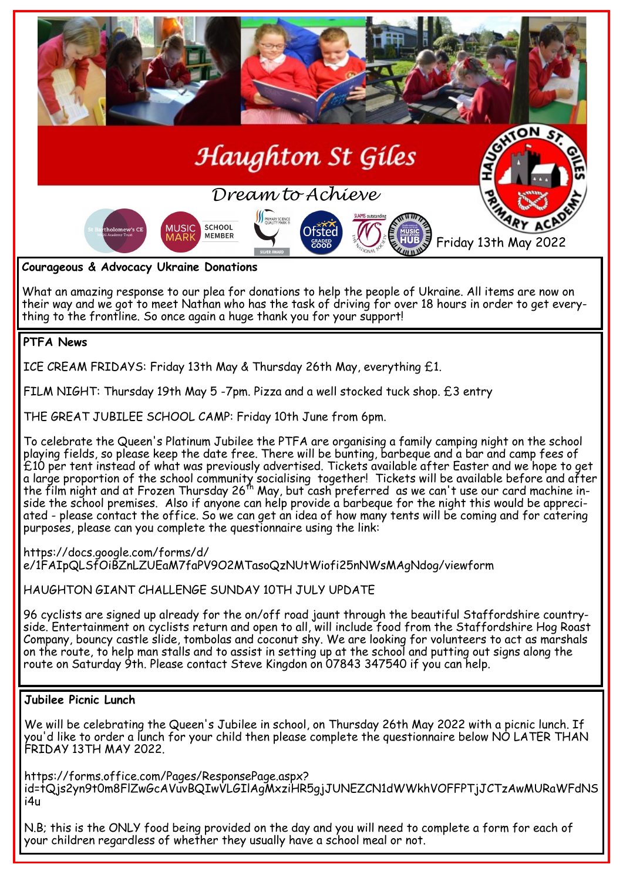# Haughton St Giles

*Dream to Achieve*

Friday 13th May 2022

## Courageous & Advocacy Ukraine Donations

What an amazing response to our plea for donations to help the people of Ukraine. All items are now on their way and we got to meet Nathan who has the task of driving for over 18 hours in order to get everything to the frontline. So once again a huge thank you for your support!

## PTFA News

ICE CREAM FRIDAYS: Friday 13th May & Thursday 26th May, everything £1.

FILM NIGHT: Thursday 19th May 5 -7pm. Pizza and a well stocked tuck shop. £3 entry

THE GREAT JUBILEE SCHOOL CAMP: Friday 10th June from 6pm.

To celebrate the Queen's Platinum Jubilee the PTFA are organising a family camping night on the school playing fields, so please keep the date free. There will be bunting, barbeque and a bar and camp fees of £10 per tent instead of what was previously advertised. Tickets available after Easter and we hope to get a large proportion of the school community socialising together! Tickets will be available before and after the film night and at Frozen Thursday 26th May, but cash preferred as we can't use our card machine inside the school premises. Also if anyone can help provide a barbeque for the night this would be appreciated - please contact the office. So we can get an idea of how many tents will be coming and for catering purposes, please can you complete the questionnaire using the link:

https://docs.google.com/forms/d/e/1FAIpQLSfOiBZnLZUEaM7faPV9O2MTasoQzNUtWiofi25nNWsMAgNdog/viewform

HAUGHTON GIANT CHALLENGE SUNDAY 10TH JULY UPDATE

96 cyclists are signed up already for the on/off road jaunt through the beautiful Staffordshire countryside. Entertainment on cyclists return and open to all, will include food from the Staffordshire Hog Roast Company, bouncy castle slide, tombolas and coconut shy. We are looking for volunteers to act as marshals on the route, to help man stalls and to assist in setting up at the school and putting out signs along the route on Saturday 9th. Please contact Steve Kingdon on 07843 347540 if you can help.

## Jubilee Picnic Lunch

We will be celebrating the Queen's Jubilee in school, on Thursday 26th May 2022 with a picnic lunch. If you'd like to order a lunch for your child then please complete the questionnaire below NO LATER THAN FRIDAY 13TH MAY 2022.

https://forms.office.com/Pages/ResponsePage.aspx?id=tQjs2yn9t0m8FlZwGcAVuvBQIwVLGIlAgMxziHR5gjJUNEZCN1dWWkhVOFFPTjJCTzAwMURaWFdNSi4u

N.B; this is the ONLY food being provided on the day and you will need to complete a form for each of your children regardless of whether they usually have a school meal or not.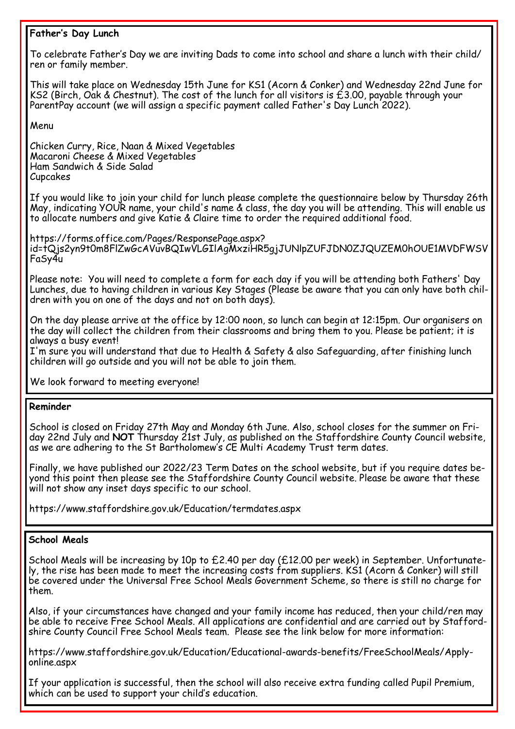**Father's Day Lunch**

To celebrate Father's Day we are inviting Dads to come into school and share a lunch with their child/ren or family member.

This will take place on Wednesday 15th June for KS1 (Acorn & Conker) and Wednesday 22nd June for KS2 (Birch, Oak & Chestnut). The cost of the lunch for all visitors is £3.00, payable through your ParentPay account (we will assign a specific payment called Father's Day Lunch 2022).

Menu

Chicken Curry, Rice, Naan & Mixed Vegetables
Macaroni Cheese & Mixed Vegetables
Ham Sandwich & Side Salad
Cupcakes

If you would like to join your child for lunch please complete the questionnaire below by Thursday 26th May, indicating YOUR name, your child's name & class, the day you will be attending. This will enable us to allocate numbers and give Katie & Claire time to order the required additional food.

https://forms.office.com/Pages/ResponsePage.aspx?id=tQjs2yn9t0m8FlZwGcAVuvBQIwVLGIlAgMxziHR5gjJUNlpZUFJDN0ZJQUZEM0hOUE1MVDFWSVFaSy4u

Please note: You will need to complete a form for each day if you will be attending both Fathers' Day Lunches, due to having children in various Key Stages (Please be aware that you can only have both children with you on one of the days and not on both days).

On the day please arrive at the office by 12:00 noon, so lunch can begin at 12:15pm. Our organisers on the day will collect the children from their classrooms and bring them to you. Please be patient; it is always a busy event!
I'm sure you will understand that due to Health & Safety & also Safeguarding, after finishing lunch children will go outside and you will not be able to join them.

We look forward to meeting everyone!

**Reminder**

School is closed on Friday 27th May and Monday 6th June. Also, school closes for the summer on Friday 22nd July and **NOT** Thursday 21st July, as published on the Staffordshire County Council website, as we are adhering to the St Bartholomew's CE Multi Academy Trust term dates.

Finally, we have published our 2022/23 Term Dates on the school website, but if you require dates beyond this point then please see the Staffordshire County Council website. Please be aware that these will not show any inset days specific to our school.

https://www.staffordshire.gov.uk/Education/termdates.aspx

**School Meals**

School Meals will be increasing by 10p to £2.40 per day (£12.00 per week) in September. Unfortunately, the rise has been made to meet the increasing costs from suppliers. KS1 (Acorn & Conker) will still be covered under the Universal Free School Meals Government Scheme, so there is still no charge for them.

Also, if your circumstances have changed and your family income has reduced, then your child/ren may be able to receive Free School Meals. All applications are confidential and are carried out by Staffordshire County Council Free School Meals team. Please see the link below for more information:

https://www.staffordshire.gov.uk/Education/Educational-awards-benefits/FreeSchoolMeals/Apply-online.aspx

If your application is successful, then the school will also receive extra funding called Pupil Premium, which can be used to support your child's education.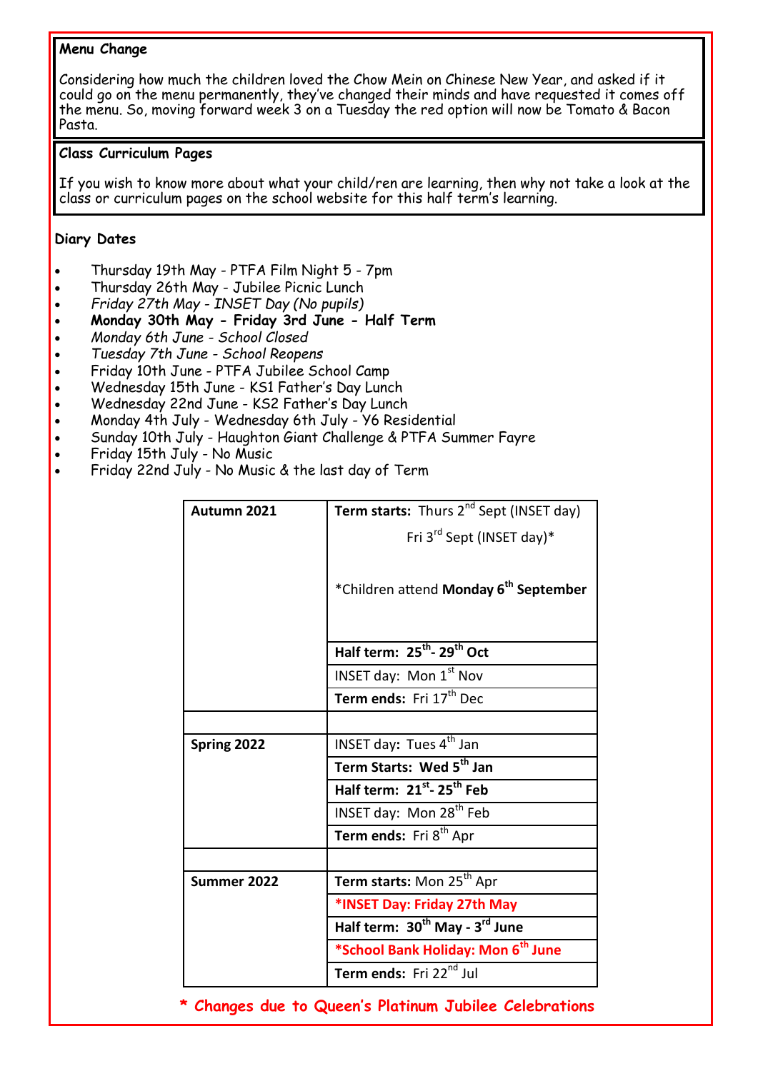**Menu Change**

Considering how much the children loved the Chow Mein on Chinese New Year, and asked if it could go on the menu permanently, they've changed their minds and have requested it comes off the menu. So, moving forward week 3 on a Tuesday the red option will now be Tomato & Bacon Pasta.

**Class Curriculum Pages**

If you wish to know more about what your child/ren are learning, then why not take a look at the class or curriculum pages on the school website for this half term's learning.

**Diary Dates**

- Thursday 19th May - PTFA Film Night 5 - 7pm
- Thursday 26th May - Jubilee Picnic Lunch
- *Friday 27th May - INSET Day (No pupils)*
- **Monday 30th May - Friday 3rd June - Half Term**
- *Monday 6th June - School Closed*
- *Tuesday 7th June - School Reopens*
- Friday 10th June - PTFA Jubilee School Camp
- Wednesday 15th June - KS1 Father's Day Lunch
- Wednesday 22nd June - KS2 Father's Day Lunch
- Monday 4th July - Wednesday 6th July - Y6 Residential
- Sunday 10th July - Haughton Giant Challenge & PTFA Summer Fayre
- Friday 15th July - No Music
- Friday 22nd July - No Music & the last day of Term

| | |
|---|---|
| **Autumn 2021** | **Term starts:** Thurs 2nd Sept (INSET day) Fri 3rd Sept (INSET day)* *Children attend **Monday 6th September** |
| | **Half term: 25th- 29th Oct** |
| | INSET day: Mon 1st Nov |
| | **Term ends:** Fri 17th Dec |
| | |
| **Spring 2022** | INSET day**:** Tues 4th Jan |
| | **Term Starts: Wed 5th Jan** |
| | **Half term: 21st- 25th Feb** |
| | INSET day: Mon 28th Feb |
| | **Term ends:** Fri 8th Apr |
| | |
| **Summer 2022** | **Term starts:** Mon 25th Apr |
| | ***INSET Day: Friday 27th May** |
| | **Half term: 30th May - 3rd June** |
| | ***School Bank Holiday: Mon 6th June** |
| | **Term ends:** Fri 22nd Jul |

**\* Changes due to Queen's Platinum Jubilee Celebrations**